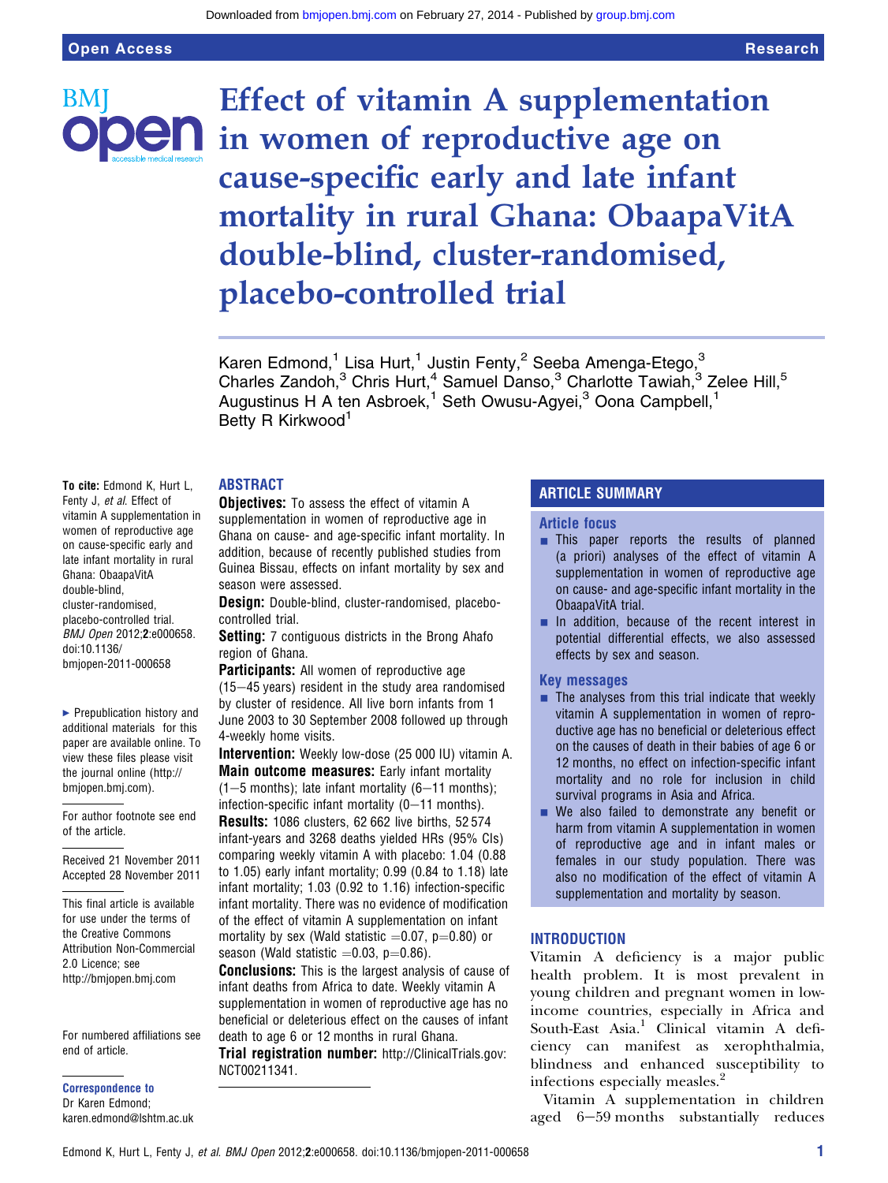# Effect of vitamin A supplementation in women of reproductive age on cause-specific early and late infant mortality in rural Ghana: ObaapaVitA double-blind, cluster-randomised, placebo-controlled trial

Karen Edmond,[1] Lisa Hurt,[1] Justin Fenty,[2] Seeba Amenga-Etego,[3] Charles Zandoh,[3] Chris Hurt,[4] Samuel Danso,[3] Charlotte Tawiah,[3] Zelee Hill,[5] Augustinus H A ten Asbroek,[1] Seth Owusu-Agyei,[3] Oona Campbell,[1] Betty R Kirkwood[1]

**To cite:** Edmond K, Hurt L, Fenty J, *et al*. Effect of vitamin A supplementation in women of reproductive age on cause-specific early and late infant mortality in rural Ghana: ObaapaVitA double-blind, cluster-randomised, placebo-controlled trial. *BMJ Open* 2012;**2**:e000658. doi:10.1136/bmjopen-2011-000658

▸ Prepublication history and additional materials for this paper are available online. To view these files please visit the journal online (http://bmjopen.bmj.com).

For author footnote see end of the article.

Received 21 November 2011
Accepted 28 November 2011

This final article is available for use under the terms of the Creative Commons Attribution Non-Commercial 2.0 Licence; see http://bmjopen.bmj.com

For numbered affiliations see end of article.

**Correspondence to**
Dr Karen Edmond; karen.edmond@lshtm.ac.uk

## ABSTRACT

**Objectives:** To assess the effect of vitamin A supplementation in women of reproductive age in Ghana on cause- and age-specific infant mortality. In addition, because of recently published studies from Guinea Bissau, effects on infant mortality by sex and season were assessed.

**Design:** Double-blind, cluster-randomised, placebo-controlled trial.

**Setting:** 7 contiguous districts in the Brong Ahafo region of Ghana.

**Participants:** All women of reproductive age (15–45 years) resident in the study area randomised by cluster of residence. All live born infants from 1 June 2003 to 30 September 2008 followed up through 4-weekly home visits.

**Intervention:** Weekly low-dose (25 000 IU) vitamin A.

**Main outcome measures:** Early infant mortality (1–5 months); late infant mortality (6–11 months); infection-specific infant mortality (0–11 months).

**Results:** 1086 clusters, 62 662 live births, 52 574 infant-years and 3268 deaths yielded HRs (95% CIs) comparing weekly vitamin A with placebo: 1.04 (0.88 to 1.05) early infant mortality; 0.99 (0.84 to 1.18) late infant mortality; 1.03 (0.92 to 1.16) infection-specific infant mortality. There was no evidence of modification of the effect of vitamin A supplementation on infant mortality by sex (Wald statistic =0.07, p=0.80) or season (Wald statistic =0.03, p=0.86).

**Conclusions:** This is the largest analysis of cause of infant deaths from Africa to date. Weekly vitamin A supplementation in women of reproductive age has no beneficial or deleterious effect on the causes of infant death to age 6 or 12 months in rural Ghana.

**Trial registration number:** http://ClinicalTrials.gov: NCT00211341.

## ARTICLE SUMMARY

### Article focus

- This paper reports the results of planned (a priori) analyses of the effect of vitamin A supplementation in women of reproductive age on cause- and age-specific infant mortality in the ObaapaVitA trial.
- In addition, because of the recent interest in potential differential effects, we also assessed effects by sex and season.

### Key messages

- The analyses from this trial indicate that weekly vitamin A supplementation in women of reproductive age has no beneficial or deleterious effect on the causes of death in their babies of age 6 or 12 months, no effect on infection-specific infant mortality and no role for inclusion in child survival programs in Asia and Africa.
- We also failed to demonstrate any benefit or harm from vitamin A supplementation in women of reproductive age and in infant males or females in our study population. There was also no modification of the effect of vitamin A supplementation and mortality by season.

## INTRODUCTION

Vitamin A deficiency is a major public health problem. It is most prevalent in young children and pregnant women in low-income countries, especially in Africa and South-East Asia.[1] Clinical vitamin A deficiency can manifest as xerophthalmia, blindness and enhanced susceptibility to infections especially measles.[2]

Vitamin A supplementation in children aged 6–59 months substantially reduces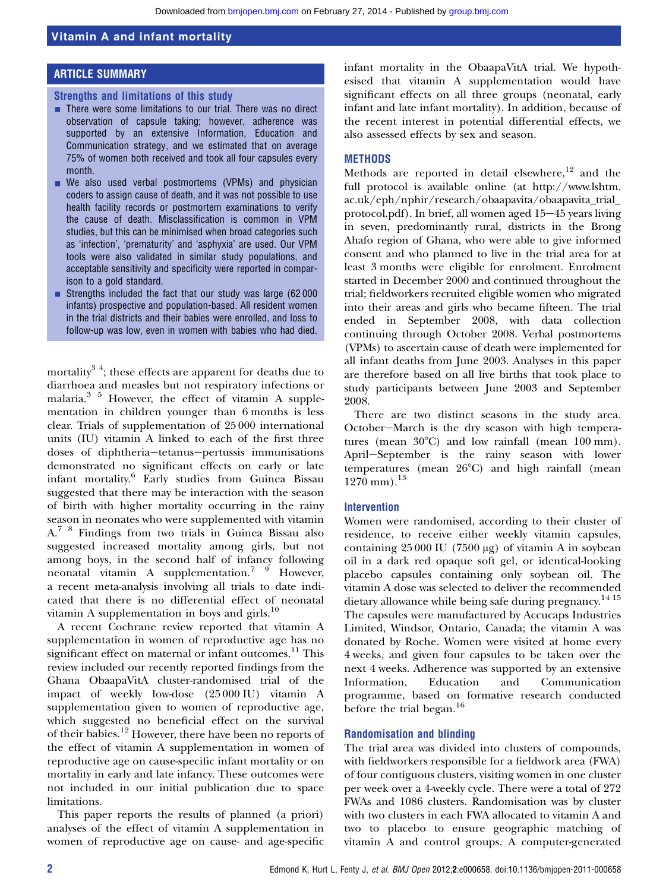## ARTICLE SUMMARY

### Strengths and limitations of this study

- There were some limitations to our trial. There was no direct observation of capsule taking; however, adherence was supported by an extensive Information, Education and Communication strategy, and we estimated that on average 75% of women both received and took all four capsules every month.
- We also used verbal postmortems (VPMs) and physician coders to assign cause of death, and it was not possible to use health facility records or postmortem examinations to verify the cause of death. Misclassification is common in VPM studies, but this can be minimised when broad categories such as 'infection', 'prematurity' and 'asphyxia' are used. Our VPM tools were also validated in similar study populations, and acceptable sensitivity and specificity were reported in comparison to a gold standard.
- Strengths included the fact that our study was large (62 000 infants) prospective and population-based. All resident women in the trial districts and their babies were enrolled, and loss to follow-up was low, even in women with babies who had died.

mortality[3 4]; these effects are apparent for deaths due to diarrhoea and measles but not respiratory infections or malaria.[3 5] However, the effect of vitamin A supplementation in children younger than 6 months is less clear. Trials of supplementation of 25 000 international units (IU) vitamin A linked to each of the first three doses of diphtheria–tetanus–pertussis immunisations demonstrated no significant effects on early or late infant mortality.[6] Early studies from Guinea Bissau suggested that there may be interaction with the season of birth with higher mortality occurring in the rainy season in neonates who were supplemented with vitamin A.[7 8] Findings from two trials in Guinea Bissau also suggested increased mortality among girls, but not among boys, in the second half of infancy following neonatal vitamin A supplementation.[7 9] However, a recent meta-analysis involving all trials to date indicated that there is no differential effect of neonatal vitamin A supplementation in boys and girls.[10]

A recent Cochrane review reported that vitamin A supplementation in women of reproductive age has no significant effect on maternal or infant outcomes.[11] This review included our recently reported findings from the Ghana ObaapaVitA cluster-randomised trial of the impact of weekly low-dose (25 000 IU) vitamin A supplementation given to women of reproductive age, which suggested no beneficial effect on the survival of their babies.[12] However, there have been no reports of the effect of vitamin A supplementation in women of reproductive age on cause-specific infant mortality or on mortality in early and late infancy. These outcomes were not included in our initial publication due to space limitations.

This paper reports the results of planned (a priori) analyses of the effect of vitamin A supplementation in women of reproductive age on cause- and age-specific infant mortality in the ObaapaVitA trial. We hypothesised that vitamin A supplementation would have significant effects on all three groups (neonatal, early infant and late infant mortality). In addition, because of the recent interest in potential differential effects, we also assessed effects by sex and season.

## METHODS

Methods are reported in detail elsewhere,[12] and the full protocol is available online (at http://www.lshtm.ac.uk/eph/nphir/research/obaapavita/obaapavita_trial_protocol.pdf). In brief, all women aged 15–45 years living in seven, predominantly rural, districts in the Brong Ahafo region of Ghana, who were able to give informed consent and who planned to live in the trial area for at least 3 months were eligible for enrolment. Enrolment started in December 2000 and continued throughout the trial; fieldworkers recruited eligible women who migrated into their areas and girls who became fifteen. The trial ended in September 2008, with data collection continuing through October 2008. Verbal postmortems (VPMs) to ascertain cause of death were implemented for all infant deaths from June 2003. Analyses in this paper are therefore based on all live births that took place to study participants between June 2003 and September 2008.

There are two distinct seasons in the study area. October–March is the dry season with high temperatures (mean 30°C) and low rainfall (mean 100 mm). April–September is the rainy season with lower temperatures (mean 26°C) and high rainfall (mean 1270 mm).[13]

### Intervention

Women were randomised, according to their cluster of residence, to receive either weekly vitamin capsules, containing 25 000 IU (7500 μg) of vitamin A in soybean oil in a dark red opaque soft gel, or identical-looking placebo capsules containing only soybean oil. The vitamin A dose was selected to deliver the recommended dietary allowance while being safe during pregnancy.[14 15] The capsules were manufactured by Accucaps Industries Limited, Windsor, Ontario, Canada; the vitamin A was donated by Roche. Women were visited at home every 4 weeks, and given four capsules to be taken over the next 4 weeks. Adherence was supported by an extensive Information, Education and Communication programme, based on formative research conducted before the trial began.[16]

### Randomisation and blinding

The trial area was divided into clusters of compounds, with fieldworkers responsible for a fieldwork area (FWA) of four contiguous clusters, visiting women in one cluster per week over a 4-weekly cycle. There were a total of 272 FWAs and 1086 clusters. Randomisation was by cluster with two clusters in each FWA allocated to vitamin A and two to placebo to ensure geographic matching of vitamin A and control groups. A computer-generated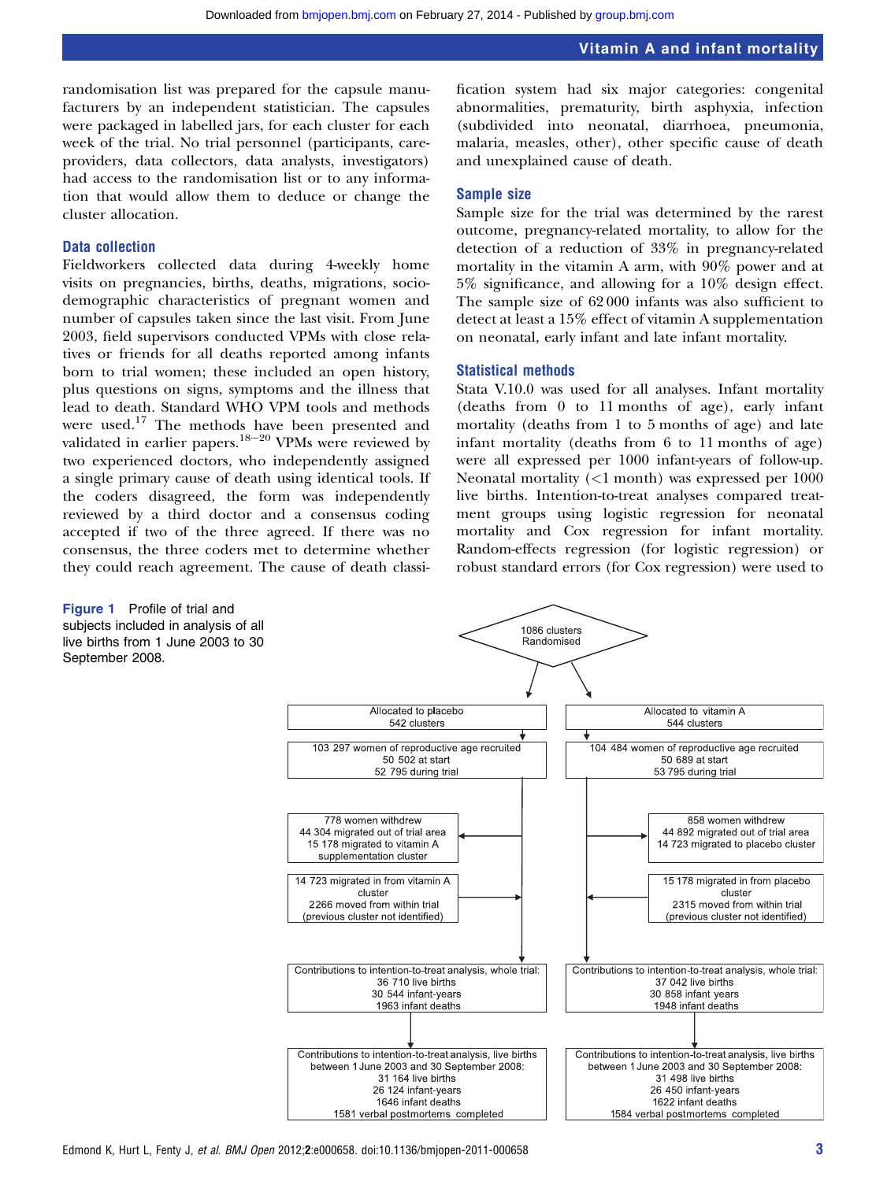randomisation list was prepared for the capsule manufacturers by an independent statistician. The capsules were packaged in labelled jars, for each cluster for each week of the trial. No trial personnel (participants, care-providers, data collectors, data analysts, investigators) had access to the randomisation list or to any information that would allow them to deduce or change the cluster allocation.

### Data collection

Fieldworkers collected data during 4-weekly home visits on pregnancies, births, deaths, migrations, socio-demographic characteristics of pregnant women and number of capsules taken since the last visit. From June 2003, field supervisors conducted VPMs with close relatives or friends for all deaths reported among infants born to trial women; these included an open history, plus questions on signs, symptoms and the illness that lead to death. Standard WHO VPM tools and methods were used.[17] The methods have been presented and validated in earlier papers.[18−20] VPMs were reviewed by two experienced doctors, who independently assigned a single primary cause of death using identical tools. If the coders disagreed, the form was independently reviewed by a third doctor and a consensus coding accepted if two of the three agreed. If there was no consensus, the three coders met to determine whether they could reach agreement. The cause of death classification system had six major categories: congenital abnormalities, prematurity, birth asphyxia, infection (subdivided into neonatal, diarrhoea, pneumonia, malaria, measles, other), other specific cause of death and unexplained cause of death.

### Sample size

Sample size for the trial was determined by the rarest outcome, pregnancy-related mortality, to allow for the detection of a reduction of 33% in pregnancy-related mortality in the vitamin A arm, with 90% power and at 5% significance, and allowing for a 10% design effect. The sample size of 62 000 infants was also sufficient to detect at least a 15% effect of vitamin A supplementation on neonatal, early infant and late infant mortality.

### Statistical methods

Stata V.10.0 was used for all analyses. Infant mortality (deaths from 0 to 11 months of age), early infant mortality (deaths from 1 to 5 months of age) and late infant mortality (deaths from 6 to 11 months of age) were all expressed per 1000 infant-years of follow-up. Neonatal mortality (<1 month) was expressed per 1000 live births. Intention-to-treat analyses compared treatment groups using logistic regression for neonatal mortality and Cox regression for infant mortality. Random-effects regression (for logistic regression) or robust standard errors (for Cox regression) were used to

1086 clusters Randomised

| Placebo arm | Vitamin A arm |
|---|---|
| Allocated to placebo 542 clusters | Allocated to vitamin A 544 clusters |
| 103 297 women of reproductive age recruited; 50 502 at start; 52 795 during trial | 104 484 women of reproductive age recruited; 50 689 at start; 53 795 during trial |
| 778 women withdrew; 44 304 migrated out of trial area; 15 178 migrated to vitamin A supplementation cluster | 858 women withdrew; 44 892 migrated out of trial area; 14 723 migrated to placebo cluster |
| 14 723 migrated in from vitamin A cluster; 2266 moved from within trial (previous cluster not identified) | 15 178 migrated in from placebo cluster; 2315 moved from within trial (previous cluster not identified) |
| Contributions to intention-to-treat analysis, whole trial: 36 710 live births; 30 544 infant-years; 1963 infant deaths | Contributions to intention-to-treat analysis, whole trial: 37 042 live births; 30 858 infant years; 1948 infant deaths |
| Contributions to intention-to-treat analysis, live births between 1 June 2003 and 30 September 2008: 31 164 live births; 26 124 infant-years; 1646 infant deaths; 1581 verbal postmortems completed | Contributions to intention-to-treat analysis, live births between 1 June 2003 and 30 September 2008: 31 498 live births; 26 450 infant-years; 1622 infant deaths; 1584 verbal postmortems completed |

**Figure 1** Profile of trial and subjects included in analysis of all live births from 1 June 2003 to 30 September 2008.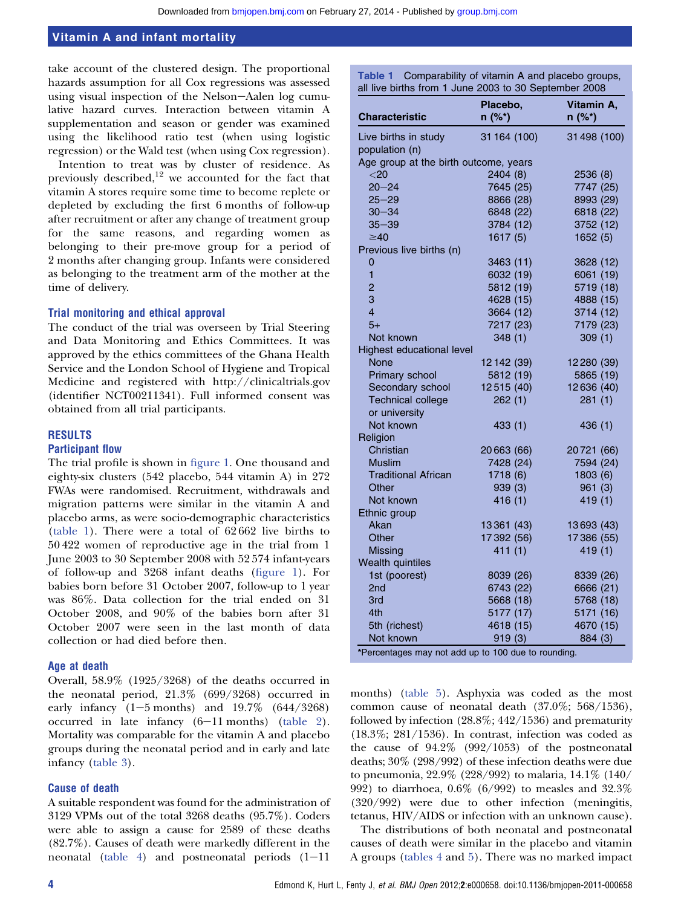take account of the clustered design. The proportional hazards assumption for all Cox regressions was assessed using visual inspection of the Nelson−Aalen log cumulative hazard curves. Interaction between vitamin A supplementation and season or gender was examined using the likelihood ratio test (when using logistic regression) or the Wald test (when using Cox regression).

Intention to treat was by cluster of residence. As previously described,[12] we accounted for the fact that vitamin A stores require some time to become replete or depleted by excluding the first 6 months of follow-up after recruitment or after any change of treatment group for the same reasons, and regarding women as belonging to their pre-move group for a period of 2 months after changing group. Infants were considered as belonging to the treatment arm of the mother at the time of delivery.

### Trial monitoring and ethical approval

The conduct of the trial was overseen by Trial Steering and Data Monitoring and Ethics Committees. It was approved by the ethics committees of the Ghana Health Service and the London School of Hygiene and Tropical Medicine and registered with http://clinicaltrials.gov (identifier NCT00211341). Full informed consent was obtained from all trial participants.

## RESULTS

### Participant flow

The trial profile is shown in figure 1. One thousand and eighty-six clusters (542 placebo, 544 vitamin A) in 272 FWAs were randomised. Recruitment, withdrawals and migration patterns were similar in the vitamin A and placebo arms, as were socio-demographic characteristics (table 1). There were a total of 62 662 live births to 50 422 women of reproductive age in the trial from 1 June 2003 to 30 September 2008 with 52 574 infant-years of follow-up and 3268 infant deaths (figure 1). For babies born before 31 October 2007, follow-up to 1 year was 86%. Data collection for the trial ended on 31 October 2008, and 90% of the babies born after 31 October 2007 were seen in the last month of data collection or had died before then.

### Age at death

Overall, 58.9% (1925/3268) of the deaths occurred in the neonatal period, 21.3% (699/3268) occurred in early infancy (1−5 months) and 19.7% (644/3268) occurred in late infancy (6−11 months) (table 2). Mortality was comparable for the vitamin A and placebo groups during the neonatal period and in early and late infancy (table 3).

### Cause of death

A suitable respondent was found for the administration of 3129 VPMs out of the total 3268 deaths (95.7%). Coders were able to assign a cause for 2589 of these deaths (82.7%). Causes of death were markedly different in the neonatal (table 4) and postneonatal periods (1−11 months) (table 5). Asphyxia was coded as the most common cause of neonatal death (37.0%; 568/1536), followed by infection (28.8%; 442/1536) and prematurity (18.3%; 281/1536). In contrast, infection was coded as the cause of 94.2% (992/1053) of the postneonatal deaths; 30% (298/992) of these infection deaths were due to pneumonia, 22.9% (228/992) to malaria, 14.1% (140/992) to diarrhoea, 0.6% (6/992) to measles and 32.3% (320/992) were due to other infection (meningitis, tetanus, HIV/AIDS or infection with an unknown cause).

The distributions of both neonatal and postneonatal causes of death were similar in the placebo and vitamin A groups (tables 4 and 5). There was no marked impact

**Table 1** Comparability of vitamin A and placebo groups, all live births from 1 June 2003 to 30 September 2008

| Characteristic | Placebo, n (%*) | Vitamin A, n (%*) |
|---|---|---|
| Live births in study population (n) | 31 164 (100) | 31 498 (100) |
| Age group at the birth outcome, years | | |
| <20 | 2404 (8) | 2536 (8) |
| 20−24 | 7645 (25) | 7747 (25) |
| 25−29 | 8866 (28) | 8993 (29) |
| 30−34 | 6848 (22) | 6818 (22) |
| 35−39 | 3784 (12) | 3752 (12) |
| ≥40 | 1617 (5) | 1652 (5) |
| Previous live births (n) | | |
| 0 | 3463 (11) | 3628 (12) |
| 1 | 6032 (19) | 6061 (19) |
| 2 | 5812 (19) | 5719 (18) |
| 3 | 4628 (15) | 4888 (15) |
| 4 | 3664 (12) | 3714 (12) |
| 5+ | 7217 (23) | 7179 (23) |
| Not known | 348 (1) | 309 (1) |
| Highest educational level | | |
| None | 12 142 (39) | 12 280 (39) |
| Primary school | 5812 (19) | 5865 (19) |
| Secondary school | 12 515 (40) | 12 636 (40) |
| Technical college or university | 262 (1) | 281 (1) |
| Not known | 433 (1) | 436 (1) |
| Religion | | |
| Christian | 20 663 (66) | 20 721 (66) |
| Muslim | 7428 (24) | 7594 (24) |
| Traditional African | 1718 (6) | 1803 (6) |
| Other | 939 (3) | 961 (3) |
| Not known | 416 (1) | 419 (1) |
| Ethnic group | | |
| Akan | 13 361 (43) | 13 693 (43) |
| Other | 17 392 (56) | 17 386 (55) |
| Missing | 411 (1) | 419 (1) |
| Wealth quintiles | | |
| 1st (poorest) | 8039 (26) | 8339 (26) |
| 2nd | 6743 (22) | 6666 (21) |
| 3rd | 5668 (18) | 5768 (18) |
| 4th | 5177 (17) | 5171 (16) |
| 5th (richest) | 4618 (15) | 4670 (15) |
| Not known | 919 (3) | 884 (3) |

*Percentages may not add up to 100 due to rounding.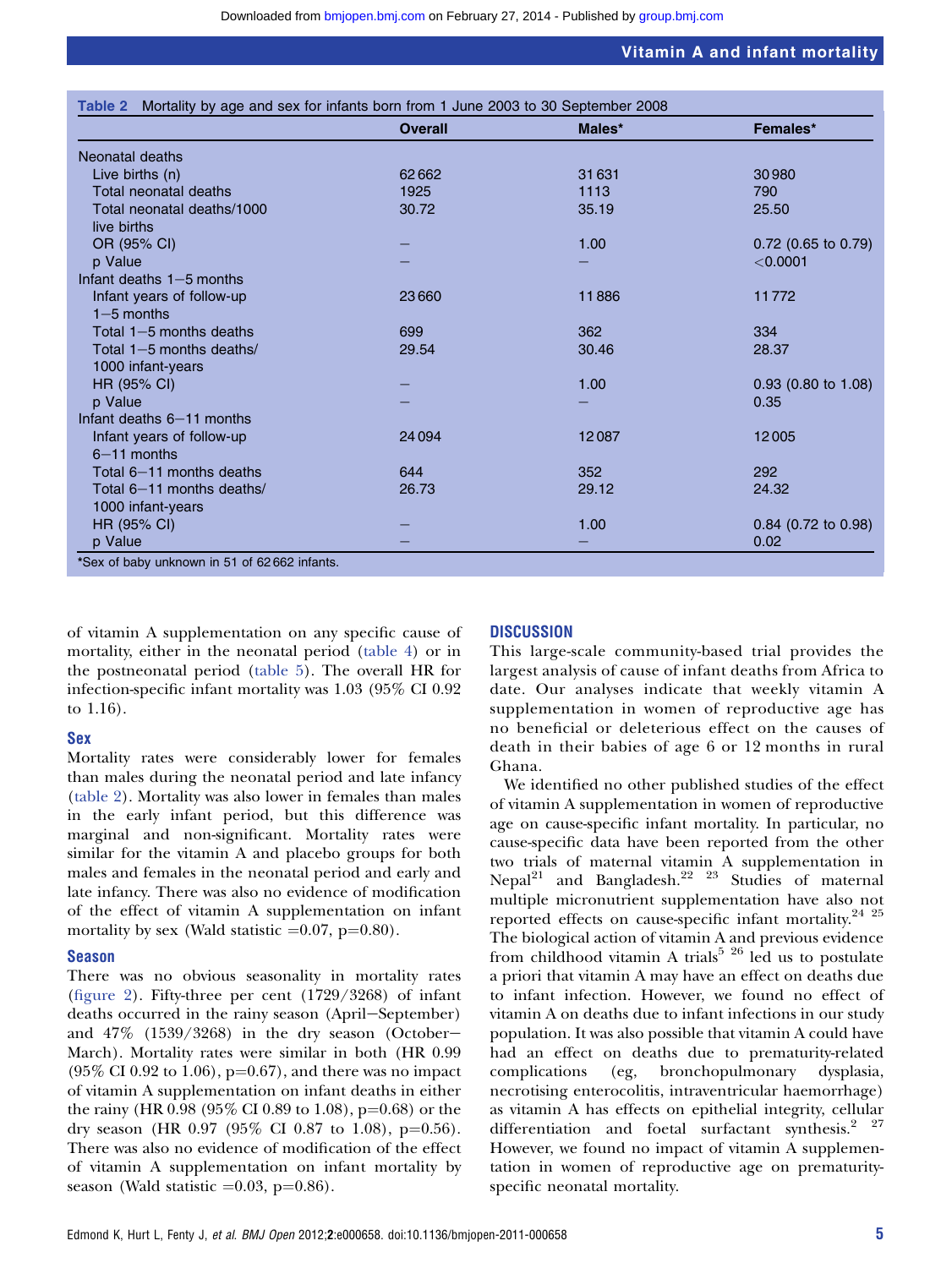**Table 2** Mortality by age and sex for infants born from 1 June 2003 to 30 September 2008

| | Overall | Males* | Females* |
|---|---|---|---|
| Neonatal deaths | | | |
| Live births (n) | 62 662 | 31 631 | 30 980 |
| Total neonatal deaths | 1925 | 1113 | 790 |
| Total neonatal deaths/1000 live births | 30.72 | 35.19 | 25.50 |
| OR (95% CI) | – | 1.00 | 0.72 (0.65 to 0.79) |
| p Value | – | – | <0.0001 |
| Infant deaths 1–5 months | | | |
| Infant years of follow-up 1–5 months | 23 660 | 11 886 | 11 772 |
| Total 1–5 months deaths | 699 | 362 | 334 |
| Total 1–5 months deaths/1000 infant-years | 29.54 | 30.46 | 28.37 |
| HR (95% CI) | – | 1.00 | 0.93 (0.80 to 1.08) |
| p Value | – | – | 0.35 |
| Infant deaths 6–11 months | | | |
| Infant years of follow-up 6–11 months | 24 094 | 12 087 | 12 005 |
| Total 6–11 months deaths | 644 | 352 | 292 |
| Total 6–11 months deaths/1000 infant-years | 26.73 | 29.12 | 24.32 |
| HR (95% CI) | – | 1.00 | 0.84 (0.72 to 0.98) |
| p Value | – | – | 0.02 |

*Sex of baby unknown in 51 of 62 662 infants.

of vitamin A supplementation on any specific cause of mortality, either in the neonatal period (table 4) or in the postneonatal period (table 5). The overall HR for infection-specific infant mortality was 1.03 (95% CI 0.92 to 1.16).

### Sex

Mortality rates were considerably lower for females than males during the neonatal period and late infancy (table 2). Mortality was also lower in females than males in the early infant period, but this difference was marginal and non-significant. Mortality rates were similar for the vitamin A and placebo groups for both males and females in the neonatal period and early and late infancy. There was also no evidence of modification of the effect of vitamin A supplementation on infant mortality by sex (Wald statistic =0.07, p=0.80).

### Season

There was no obvious seasonality in mortality rates (figure 2). Fifty-three per cent (1729/3268) of infant deaths occurred in the rainy season (April–September) and 47% (1539/3268) in the dry season (October–March). Mortality rates were similar in both (HR 0.99 (95% CI 0.92 to 1.06), p=0.67), and there was no impact of vitamin A supplementation on infant deaths in either the rainy (HR 0.98 (95% CI 0.89 to 1.08), p=0.68) or the dry season (HR 0.97 (95% CI 0.87 to 1.08), p=0.56). There was also no evidence of modification of the effect of vitamin A supplementation on infant mortality by season (Wald statistic =0.03, p=0.86).

## DISCUSSION

This large-scale community-based trial provides the largest analysis of cause of infant deaths from Africa to date. Our analyses indicate that weekly vitamin A supplementation in women of reproductive age has no beneficial or deleterious effect on the causes of death in their babies of age 6 or 12 months in rural Ghana.

We identified no other published studies of the effect of vitamin A supplementation in women of reproductive age on cause-specific infant mortality. In particular, no cause-specific data have been reported from the other two trials of maternal vitamin A supplementation in Nepal[21] and Bangladesh.[22 23] Studies of maternal multiple micronutrient supplementation have also not reported effects on cause-specific infant mortality.[24 25] The biological action of vitamin A and previous evidence from childhood vitamin A trials[5 26] led us to postulate a priori that vitamin A may have an effect on deaths due to infant infection. However, we found no effect of vitamin A on deaths due to infant infections in our study population. It was also possible that vitamin A could have had an effect on deaths due to prematurity-related complications (eg, bronchopulmonary dysplasia, necrotising enterocolitis, intraventricular haemorrhage) as vitamin A has effects on epithelial integrity, cellular differentiation and foetal surfactant synthesis.[2 27] However, we found no impact of vitamin A supplementation in women of reproductive age on prematurity-specific neonatal mortality.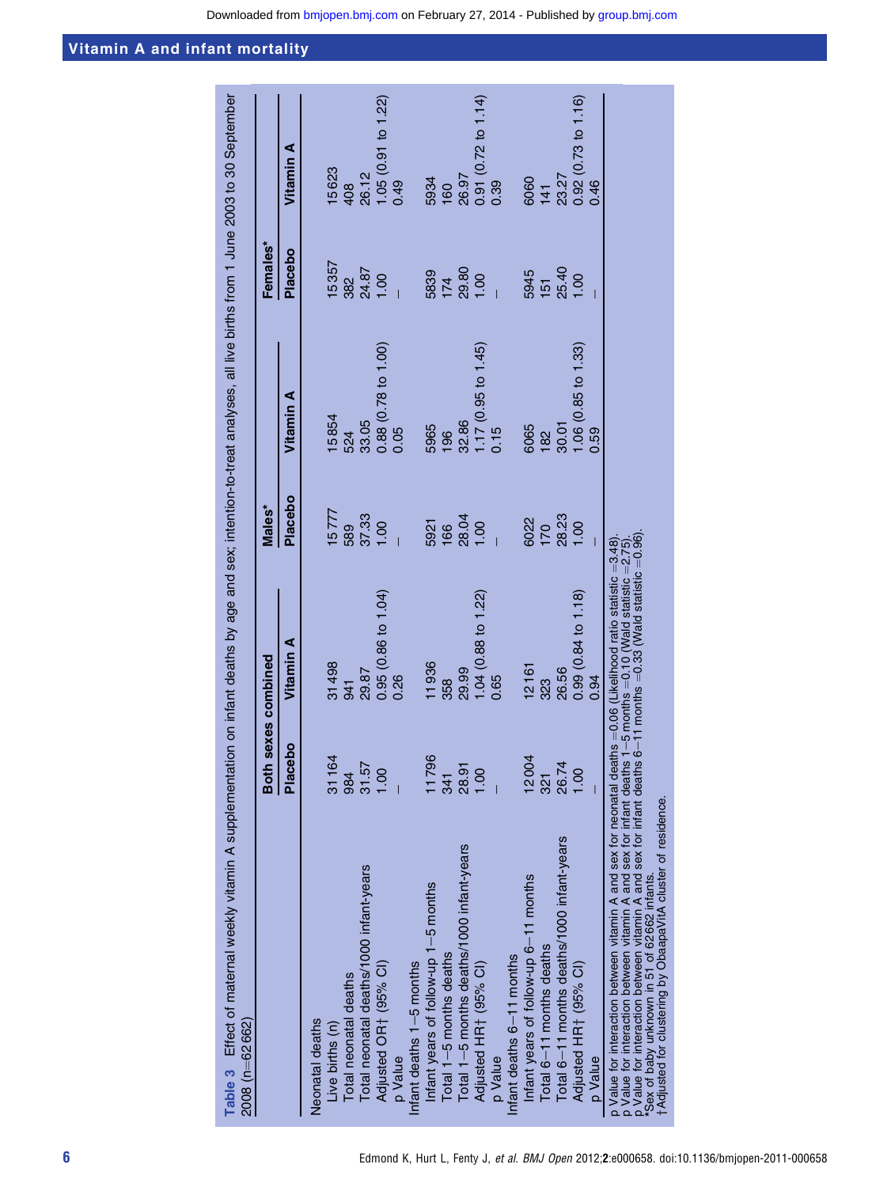**Table 3** Effect of maternal weekly vitamin A supplementation on infant deaths by age and sex; intention-to-treat analyses, all live births from 1 June 2003 to 30 September 2008 (n=62 662)

| | Both sexes combined | | Males* | | Females* | |
|---|---|---|---|---|---|---|
| | Placebo | Vitamin A | Placebo | Vitamin A | Placebo | Vitamin A |
| **Neonatal deaths** | | | | | | |
| Live births (n) | 31 164 | 31 498 | 15 777 | 15 854 | 15 357 | 15 623 |
| Total neonatal deaths | 984 | 941 | 589 | 524 | 382 | 408 |
| Total neonatal deaths/1000 infant-years | 31.57 | 29.87 | 37.33 | 33.05 | 24.87 | 26.12 |
| Adjusted OR† (95% CI) | 1.00 | 0.95 (0.86 to 1.04) | 1.00 | 0.88 (0.78 to 1.00) | 1.00 | 1.05 (0.91 to 1.22) |
| p Value | – | 0.26 | – | 0.05 | – | 0.49 |
| **Infant deaths 1–5 months** | | | | | | |
| Infant years of follow-up 1–5 months | 11 796 | 11 936 | 5921 | 5965 | 5839 | 5934 |
| Total 1–5 months deaths | 341 | 358 | 166 | 196 | 174 | 160 |
| Total 1–5 months deaths/1000 infant-years | 28.91 | 29.99 | 28.04 | 32.86 | 29.80 | 26.97 |
| Adjusted HR† (95% CI) | 1.00 | 1.04 (0.88 to 1.22) | 1.00 | 1.17 (0.95 to 1.45) | 1.00 | 0.91 (0.72 to 1.14) |
| p Value | – | 0.65 | – | 0.15 | – | 0.39 |
| **Infant deaths 6–11 months** | | | | | | |
| Infant years of follow-up 6–11 months | 12 004 | 12 161 | 6022 | 6065 | 5945 | 6060 |
| Total 6–11 months deaths | 321 | 323 | 170 | 182 | 151 | 141 |
| Total 6–11 months deaths/1000 infant-years | 26.74 | 26.56 | 28.23 | 30.01 | 25.40 | 23.27 |
| Adjusted HR† (95% CI) | 1.00 | 0.99 (0.84 to 1.18) | 1.00 | 1.06 (0.85 to 1.33) | 1.00 | 0.92 (0.73 to 1.16) |
| p Value | – | 0.94 | – | 0.59 | – | 0.46 |

p Value for interaction between vitamin A and sex for neonatal deaths =0.06 (Likelihood ratio statistic =3.48).
p Value for interaction between vitamin A and sex for infant deaths 1–5 months =0.10 (Wald statistic =2.75).
p Value for interaction between vitamin A and sex for infant deaths 6–11 months =0.33 (Wald statistic =0.96).
*Sex of baby unknown in 51 of 62 662 infants.
†Adjusted for clustering by ObaapaVitA cluster of residence.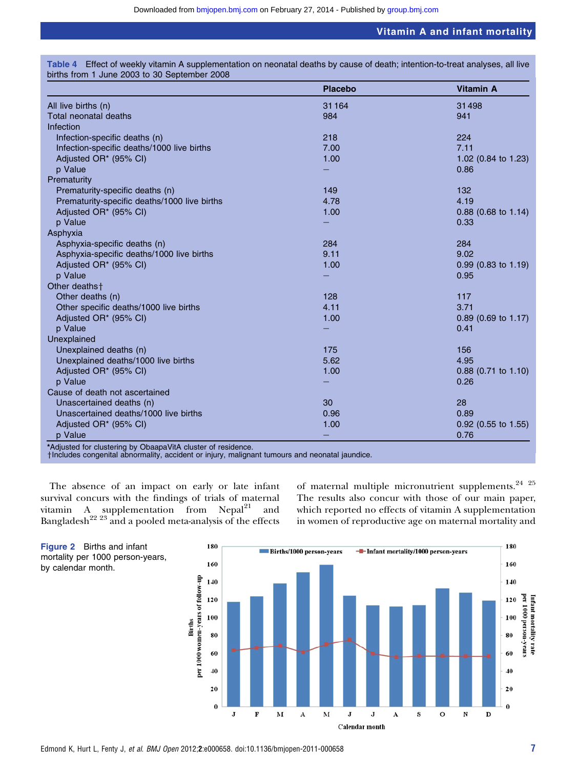**Table 4** Effect of weekly vitamin A supplementation on neonatal deaths by cause of death; intention-to-treat analyses, all live births from 1 June 2003 to 30 September 2008

| | Placebo | Vitamin A |
|---|---|---|
| All live births (n) | 31 164 | 31 498 |
| Total neonatal deaths | 984 | 941 |
| Infection | | |
| Infection-specific deaths (n) | 218 | 224 |
| Infection-specific deaths/1000 live births | 7.00 | 7.11 |
| Adjusted OR* (95% CI) | 1.00 | 1.02 (0.84 to 1.23) |
| p Value | – | 0.86 |
| Prematurity | | |
| Prematurity-specific deaths (n) | 149 | 132 |
| Prematurity-specific deaths/1000 live births | 4.78 | 4.19 |
| Adjusted OR* (95% CI) | 1.00 | 0.88 (0.68 to 1.14) |
| p Value | – | 0.33 |
| Asphyxia | | |
| Asphyxia-specific deaths (n) | 284 | 284 |
| Asphyxia-specific deaths/1000 live births | 9.11 | 9.02 |
| Adjusted OR* (95% CI) | 1.00 | 0.99 (0.83 to 1.19) |
| p Value | – | 0.95 |
| Other deaths† | | |
| Other deaths (n) | 128 | 117 |
| Other specific deaths/1000 live births | 4.11 | 3.71 |
| Adjusted OR* (95% CI) | 1.00 | 0.89 (0.69 to 1.17) |
| p Value | – | 0.41 |
| Unexplained | | |
| Unexplained deaths (n) | 175 | 156 |
| Unexplained deaths/1000 live births | 5.62 | 4.95 |
| Adjusted OR* (95% CI) | 1.00 | 0.88 (0.71 to 1.10) |
| p Value | – | 0.26 |
| Cause of death not ascertained | | |
| Unascertained deaths (n) | 30 | 28 |
| Unascertained deaths/1000 live births | 0.96 | 0.89 |
| Adjusted OR* (95% CI) | 1.00 | 0.92 (0.55 to 1.55) |
| p Value | – | 0.76 |

*Adjusted for clustering by ObaapaVitA cluster of residence.
†Includes congenital abnormality, accident or injury, malignant tumours and neonatal jaundice.

The absence of an impact on early or late infant survival concurs with the findings of trials of maternal vitamin A supplementation from Nepal[21] and Bangladesh[22 23] and a pooled meta-analysis of the effects of maternal multiple micronutrient supplements.[24 25] The results also concur with those of our main paper, which reported no effects of vitamin A supplementation in women of reproductive age on maternal mortality and

**Figure 2** Births and infant mortality per 1000 person-years, by calendar month.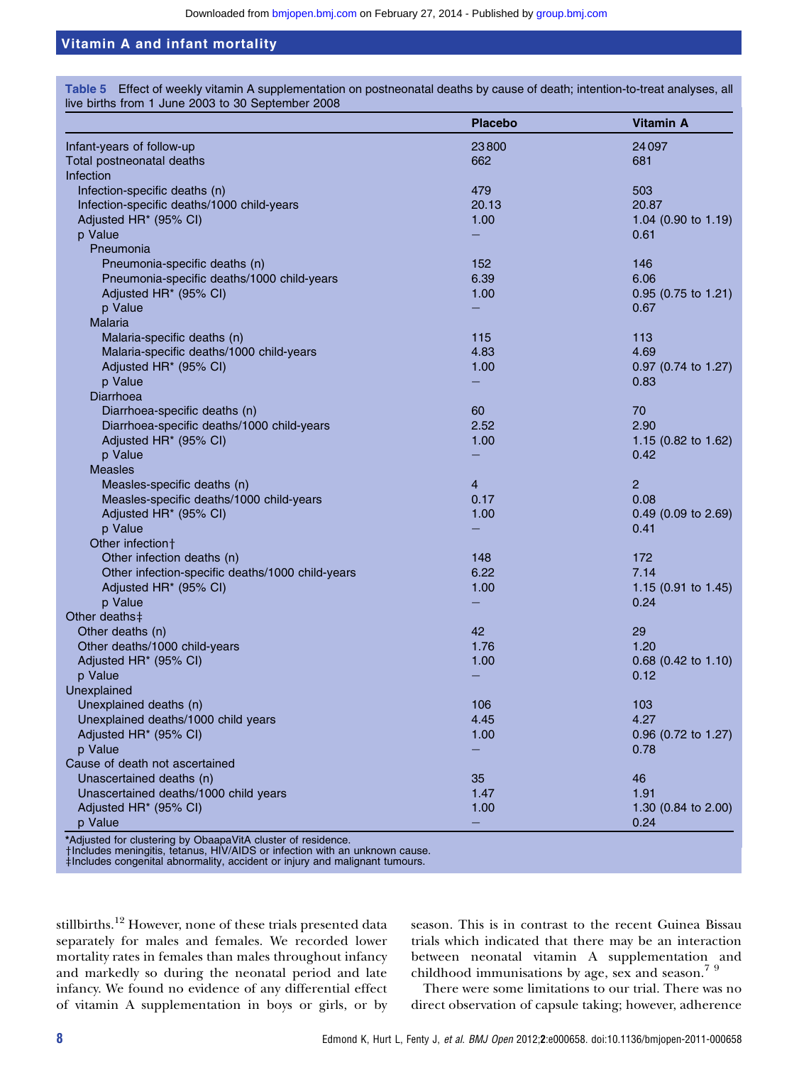**Table 5** Effect of weekly vitamin A supplementation on postneonatal deaths by cause of death; intention-to-treat analyses, all live births from 1 June 2003 to 30 September 2008

| | Placebo | Vitamin A |
|---|---|---|
| Infant-years of follow-up | 23 800 | 24 097 |
| Total postneonatal deaths | 662 | 681 |
| Infection | | |
| Infection-specific deaths (n) | 479 | 503 |
| Infection-specific deaths/1000 child-years | 20.13 | 20.87 |
| Adjusted HR* (95% CI) | 1.00 | 1.04 (0.90 to 1.19) |
| p Value | – | 0.61 |
| Pneumonia | | |
| Pneumonia-specific deaths (n) | 152 | 146 |
| Pneumonia-specific deaths/1000 child-years | 6.39 | 6.06 |
| Adjusted HR* (95% CI) | 1.00 | 0.95 (0.75 to 1.21) |
| p Value | – | 0.67 |
| Malaria | | |
| Malaria-specific deaths (n) | 115 | 113 |
| Malaria-specific deaths/1000 child-years | 4.83 | 4.69 |
| Adjusted HR* (95% CI) | 1.00 | 0.97 (0.74 to 1.27) |
| p Value | – | 0.83 |
| Diarrhoea | | |
| Diarrhoea-specific deaths (n) | 60 | 70 |
| Diarrhoea-specific deaths/1000 child-years | 2.52 | 2.90 |
| Adjusted HR* (95% CI) | 1.00 | 1.15 (0.82 to 1.62) |
| p Value | – | 0.42 |
| Measles | | |
| Measles-specific deaths (n) | 4 | 2 |
| Measles-specific deaths/1000 child-years | 0.17 | 0.08 |
| Adjusted HR* (95% CI) | 1.00 | 0.49 (0.09 to 2.69) |
| p Value | – | 0.41 |
| Other infection† | | |
| Other infection deaths (n) | 148 | 172 |
| Other infection-specific deaths/1000 child-years | 6.22 | 7.14 |
| Adjusted HR* (95% CI) | 1.00 | 1.15 (0.91 to 1.45) |
| p Value | – | 0.24 |
| Other deaths‡ | | |
| Other deaths (n) | 42 | 29 |
| Other deaths/1000 child-years | 1.76 | 1.20 |
| Adjusted HR* (95% CI) | 1.00 | 0.68 (0.42 to 1.10) |
| p Value | – | 0.12 |
| Unexplained | | |
| Unexplained deaths (n) | 106 | 103 |
| Unexplained deaths/1000 child years | 4.45 | 4.27 |
| Adjusted HR* (95% CI) | 1.00 | 0.96 (0.72 to 1.27) |
| p Value | – | 0.78 |
| Cause of death not ascertained | | |
| Unascertained deaths (n) | 35 | 46 |
| Unascertained deaths/1000 child years | 1.47 | 1.91 |
| Adjusted HR* (95% CI) | 1.00 | 1.30 (0.84 to 2.00) |
| p Value | – | 0.24 |

*Adjusted for clustering by ObaapaVitA cluster of residence.
†Includes meningitis, tetanus, HIV/AIDS or infection with an unknown cause.
‡Includes congenital abnormality, accident or injury and malignant tumours.

stillbirths.[12] However, none of these trials presented data separately for males and females. We recorded lower mortality rates in females than males throughout infancy and markedly so during the neonatal period and late infancy. We found no evidence of any differential effect of vitamin A supplementation in boys or girls, or by season. This is in contrast to the recent Guinea Bissau trials which indicated that there may be an interaction between neonatal vitamin A supplementation and childhood immunisations by age, sex and season.[7 9]

There were some limitations to our trial. There was no direct observation of capsule taking; however, adherence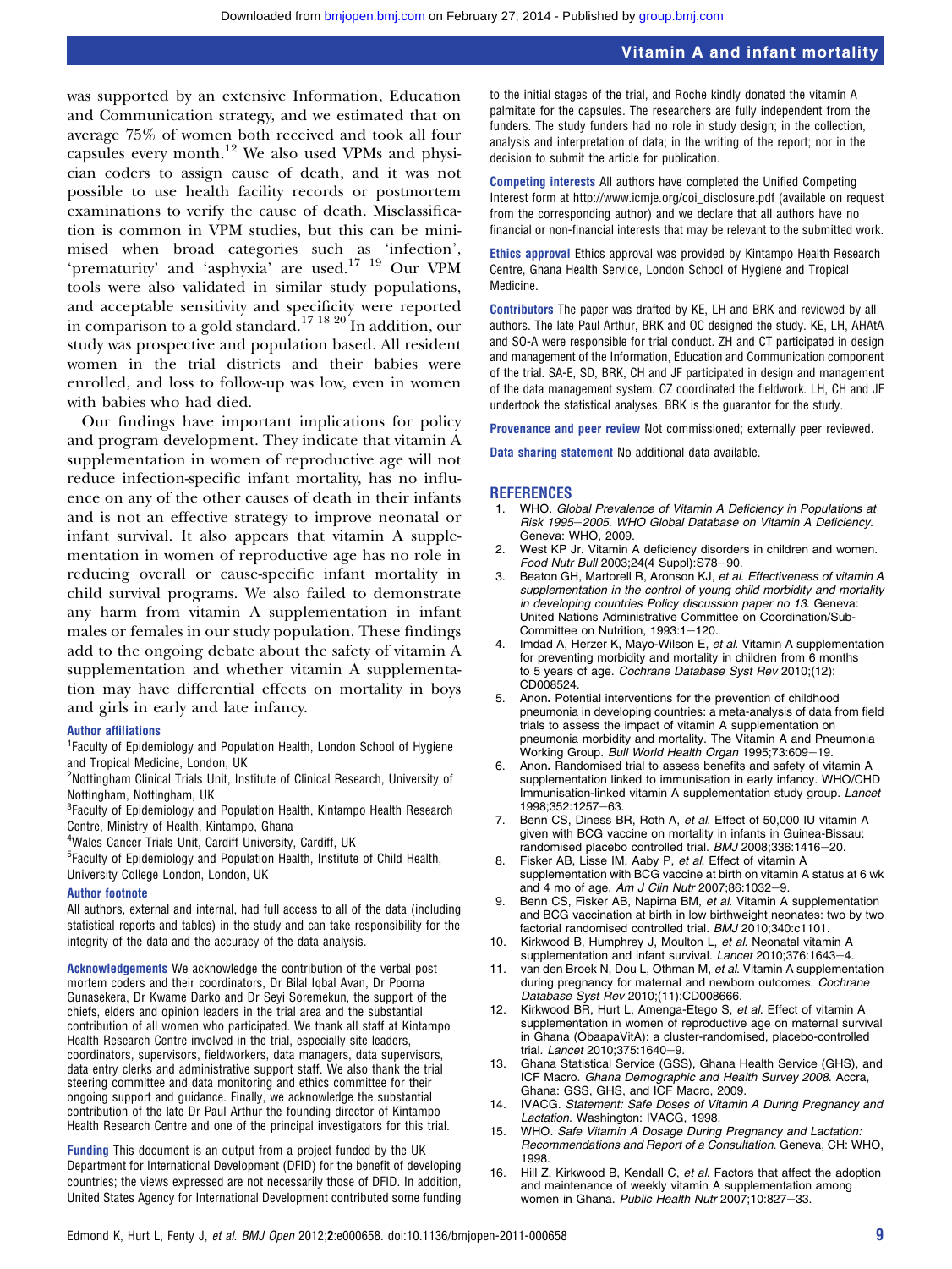was supported by an extensive Information, Education and Communication strategy, and we estimated that on average 75% of women both received and took all four capsules every month.[12] We also used VPMs and physician coders to assign cause of death, and it was not possible to use health facility records or postmortem examinations to verify the cause of death. Misclassification is common in VPM studies, but this can be minimised when broad categories such as 'infection', 'prematurity' and 'asphyxia' are used.[17 19] Our VPM tools were also validated in similar study populations, and acceptable sensitivity and specificity were reported in comparison to a gold standard.[17 18 20] In addition, our study was prospective and population based. All resident women in the trial districts and their babies were enrolled, and loss to follow-up was low, even in women with babies who had died.

Our findings have important implications for policy and program development. They indicate that vitamin A supplementation in women of reproductive age will not reduce infection-specific infant mortality, has no influence on any of the other causes of death in their infants and is not an effective strategy to improve neonatal or infant survival. It also appears that vitamin A supplementation in women of reproductive age has no role in reducing overall or cause-specific infant mortality in child survival programs. We also failed to demonstrate any harm from vitamin A supplementation in infant males or females in our study population. These findings add to the ongoing debate about the safety of vitamin A supplementation and whether vitamin A supplementation may have differential effects on mortality in boys and girls in early and late infancy.

**Author affiliations**

[1]Faculty of Epidemiology and Population Health, London School of Hygiene and Tropical Medicine, London, UK

[2]Nottingham Clinical Trials Unit, Institute of Clinical Research, University of Nottingham, Nottingham, UK

[3]Faculty of Epidemiology and Population Health, Kintampo Health Research Centre, Ministry of Health, Kintampo, Ghana

[4]Wales Cancer Trials Unit, Cardiff University, Cardiff, UK

[5]Faculty of Epidemiology and Population Health, Institute of Child Health, University College London, London, UK

**Author footnote**

All authors, external and internal, had full access to all of the data (including statistical reports and tables) in the study and can take responsibility for the integrity of the data and the accuracy of the data analysis.

**Acknowledgements** We acknowledge the contribution of the verbal post mortem coders and their coordinators, Dr Bilal Iqbal Avan, Dr Poorna Gunasekera, Dr Kwame Darko and Dr Seyi Soremekun, the support of the chiefs, elders and opinion leaders in the trial area and the substantial contribution of all women who participated. We thank all staff at Kintampo Health Research Centre involved in the trial, especially site leaders, coordinators, supervisors, fieldworkers, data managers, data supervisors, data entry clerks and administrative support staff. We also thank the trial steering committee and data monitoring and ethics committee for their ongoing support and guidance. Finally, we acknowledge the substantial contribution of the late Dr Paul Arthur the founding director of Kintampo Health Research Centre and one of the principal investigators for this trial.

**Funding** This document is an output from a project funded by the UK Department for International Development (DFID) for the benefit of developing countries; the views expressed are not necessarily those of DFID. In addition, United States Agency for International Development contributed some funding to the initial stages of the trial, and Roche kindly donated the vitamin A palmitate for the capsules. The researchers are fully independent from the funders. The study funders had no role in study design; in the collection, analysis and interpretation of data; in the writing of the report; nor in the decision to submit the article for publication.

**Competing interests** All authors have completed the Unified Competing Interest form at http://www.icmje.org/coi_disclosure.pdf (available on request from the corresponding author) and we declare that all authors have no financial or non-financial interests that may be relevant to the submitted work.

**Ethics approval** Ethics approval was provided by Kintampo Health Research Centre, Ghana Health Service, London School of Hygiene and Tropical Medicine.

**Contributors** The paper was drafted by KE, LH and BRK and reviewed by all authors. The late Paul Arthur, BRK and OC designed the study. KE, LH, AHAtA and SO-A were responsible for trial conduct. ZH and CT participated in design and management of the Information, Education and Communication component of the trial. SA-E, SD, BRK, CH and JF participated in design and management of the data management system. CZ coordinated the fieldwork. LH, CH and JF undertook the statistical analyses. BRK is the guarantor for the study.

**Provenance and peer review** Not commissioned; externally peer reviewed.

**Data sharing statement** No additional data available.

## REFERENCES

1. WHO. *Global Prevalence of Vitamin A Deficiency in Populations at Risk 1995–2005. WHO Global Database on Vitamin A Deficiency*. Geneva: WHO, 2009.
2. West KP Jr. Vitamin A deficiency disorders in children and women. *Food Nutr Bull* 2003;24(4 Suppl):S78–90.
3. Beaton GH, Martorell R, Aronson KJ, *et al*. *Effectiveness of vitamin A supplementation in the control of young child morbidity and mortality in developing countries Policy discussion paper no 13*. Geneva: United Nations Administrative Committee on Coordination/Sub-Committee on Nutrition, 1993:1–120.
4. Imdad A, Herzer K, Mayo-Wilson E, *et al*. Vitamin A supplementation for preventing morbidity and mortality in children from 6 months to 5 years of age. *Cochrane Database Syst Rev* 2010;(12):CD008524.
5. Anon. Potential interventions for the prevention of childhood pneumonia in developing countries: a meta-analysis of data from field trials to assess the impact of vitamin A supplementation on pneumonia morbidity and mortality. The Vitamin A and Pneumonia Working Group. *Bull World Health Organ* 1995;73:609–19.
6. Anon. Randomised trial to assess benefits and safety of vitamin A supplementation linked to immunisation in early infancy. WHO/CHD Immunisation-linked vitamin A supplementation study group. *Lancet* 1998;352:1257–63.
7. Benn CS, Diness BR, Roth A, *et al*. Effect of 50,000 IU vitamin A given with BCG vaccine on mortality in infants in Guinea-Bissau: randomised placebo controlled trial. *BMJ* 2008;336:1416–20.
8. Fisker AB, Lisse IM, Aaby P, *et al*. Effect of vitamin A supplementation with BCG vaccine at birth on vitamin A status at 6 wk and 4 mo of age. *Am J Clin Nutr* 2007;86:1032–9.
9. Benn CS, Fisker AB, Napirna BM, *et al*. Vitamin A supplementation and BCG vaccination at birth in low birthweight neonates: two by two factorial randomised controlled trial. *BMJ* 2010;340:c1101.
10. Kirkwood B, Humphrey J, Moulton L, *et al*. Neonatal vitamin A supplementation and infant survival. *Lancet* 2010;376:1643–4.
11. van den Broek N, Dou L, Othman M, *et al*. Vitamin A supplementation during pregnancy for maternal and newborn outcomes. *Cochrane Database Syst Rev* 2010;(11):CD008666.
12. Kirkwood BR, Hurt L, Amenga-Etego S, *et al*. Effect of vitamin A supplementation in women of reproductive age on maternal survival in Ghana (ObaapaVitA): a cluster-randomised, placebo-controlled trial. *Lancet* 2010;375:1640–9.
13. Ghana Statistical Service (GSS), Ghana Health Service (GHS), and ICF Macro. *Ghana Demographic and Health Survey 2008*. Accra, Ghana: GSS, GHS, and ICF Macro, 2009.
14. IVACG. *Statement: Safe Doses of Vitamin A During Pregnancy and Lactation*. Washington: IVACG, 1998.
15. WHO. *Safe Vitamin A Dosage During Pregnancy and Lactation: Recommendations and Report of a Consultation*. Geneva, CH: WHO, 1998.
16. Hill Z, Kirkwood B, Kendall C, *et al*. Factors that affect the adoption and maintenance of weekly vitamin A supplementation among women in Ghana. *Public Health Nutr* 2007;10:827–33.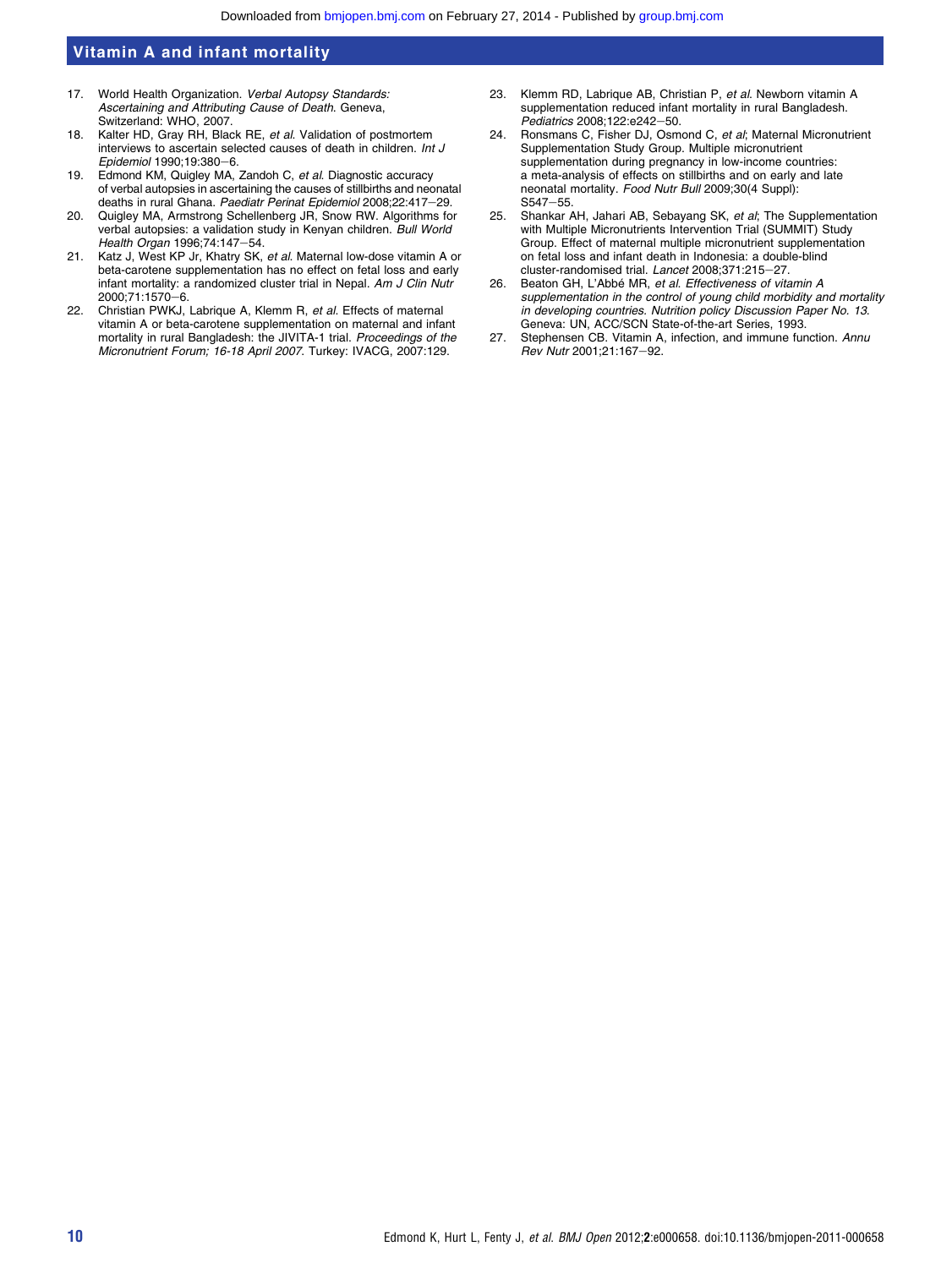17. World Health Organization. *Verbal Autopsy Standards: Ascertaining and Attributing Cause of Death*. Geneva, Switzerland: WHO, 2007.
18. Kalter HD, Gray RH, Black RE, *et al*. Validation of postmortem interviews to ascertain selected causes of death in children. *Int J Epidemiol* 1990;19:380−6.
19. Edmond KM, Quigley MA, Zandoh C, *et al*. Diagnostic accuracy of verbal autopsies in ascertaining the causes of stillbirths and neonatal deaths in rural Ghana. *Paediatr Perinat Epidemiol* 2008;22:417−29.
20. Quigley MA, Armstrong Schellenberg JR, Snow RW. Algorithms for verbal autopsies: a validation study in Kenyan children. *Bull World Health Organ* 1996;74:147−54.
21. Katz J, West KP Jr, Khatry SK, *et al*. Maternal low-dose vitamin A or beta-carotene supplementation has no effect on fetal loss and early infant mortality: a randomized cluster trial in Nepal. *Am J Clin Nutr* 2000;71:1570−6.
22. Christian PWKJ, Labrique A, Klemm R, *et al*. Effects of maternal vitamin A or beta-carotene supplementation on maternal and infant mortality in rural Bangladesh: the JIVITA-1 trial. *Proceedings of the Micronutrient Forum; 16-18 April 2007*. Turkey: IVACG, 2007:129.
23. Klemm RD, Labrique AB, Christian P, *et al*. Newborn vitamin A supplementation reduced infant mortality in rural Bangladesh. *Pediatrics* 2008;122:e242−50.
24. Ronsmans C, Fisher DJ, Osmond C, *et al*; Maternal Micronutrient Supplementation Study Group. Multiple micronutrient supplementation during pregnancy in low-income countries: a meta-analysis of effects on stillbirths and on early and late neonatal mortality. *Food Nutr Bull* 2009;30(4 Suppl):S547−55.
25. Shankar AH, Jahari AB, Sebayang SK, *et al*; The Supplementation with Multiple Micronutrients Intervention Trial (SUMMIT) Study Group. Effect of maternal multiple micronutrient supplementation on fetal loss and infant death in Indonesia: a double-blind cluster-randomised trial. *Lancet* 2008;371:215−27.
26. Beaton GH, L'Abbé MR, *et al*. *Effectiveness of vitamin A supplementation in the control of young child morbidity and mortality in developing countries. Nutrition policy Discussion Paper No. 13*. Geneva: UN, ACC/SCN State-of-the-art Series, 1993.
27. Stephensen CB. Vitamin A, infection, and immune function. *Annu Rev Nutr* 2001;21:167−92.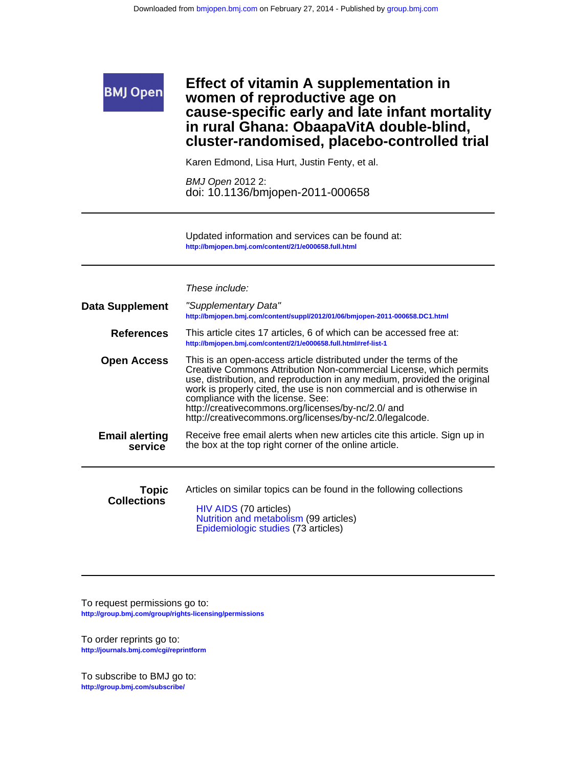# Effect of vitamin A supplementation in women of reproductive age on cause-specific early and late infant mortality in rural Ghana: ObaapaVitA double-blind, cluster-randomised, placebo-controlled trial

Karen Edmond, Lisa Hurt, Justin Fenty, et al.

*BMJ Open* 2012 2:
doi: 10.1136/bmjopen-2011-000658

Updated information and services can be found at:
http://bmjopen.bmj.com/content/2/1/e000658.full.html

*These include:*

**Data Supplement**
"Supplementary Data"
http://bmjopen.bmj.com/content/suppl/2012/01/06/bmjopen-2011-000658.DC1.html

**References**
This article cites 17 articles, 6 of which can be accessed free at:
http://bmjopen.bmj.com/content/2/1/e000658.full.html#ref-list-1

**Open Access**
This is an open-access article distributed under the terms of the Creative Commons Attribution Non-commercial License, which permits use, distribution, and reproduction in any medium, provided the original work is properly cited, the use is non commercial and is otherwise in compliance with the license. See:
http://creativecommons.org/licenses/by-nc/2.0/ and
http://creativecommons.org/licenses/by-nc/2.0/legalcode.

**Email alerting service**
Receive free email alerts when new articles cite this article. Sign up in the box at the top right corner of the online article.

**Topic Collections**
Articles on similar topics can be found in the following collections

- HIV AIDS (70 articles)
- Nutrition and metabolism (99 articles)
- Epidemiologic studies (73 articles)

To request permissions go to:
http://group.bmj.com/group/rights-licensing/permissions

To order reprints go to:
http://journals.bmj.com/cgi/reprintform

To subscribe to BMJ go to:
http://group.bmj.com/subscribe/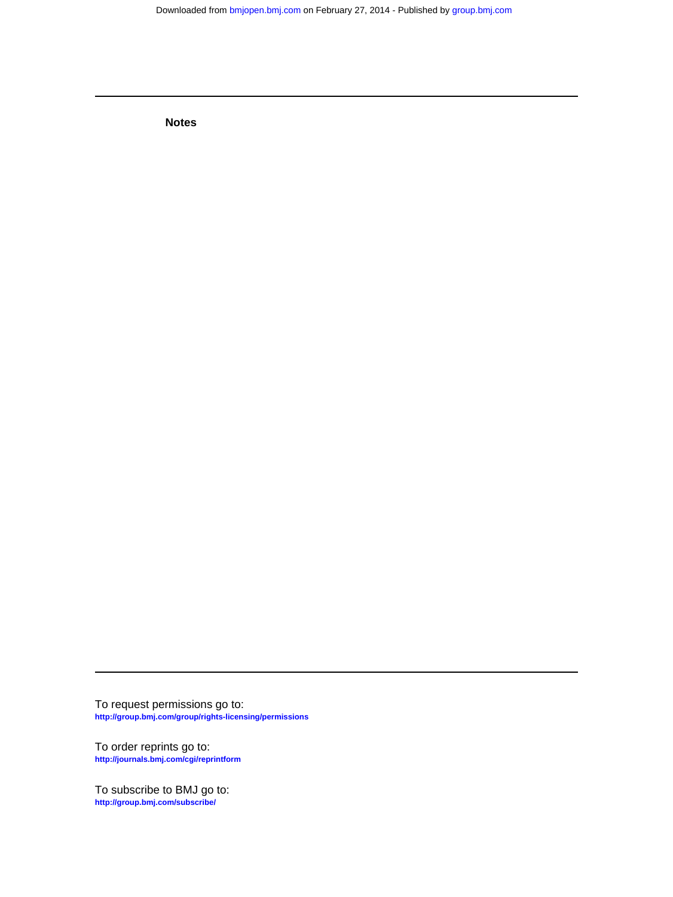**Notes**

To request permissions go to:
http://group.bmj.com/group/rights-licensing/permissions

To order reprints go to:
http://journals.bmj.com/cgi/reprintform

To subscribe to BMJ go to:
http://group.bmj.com/subscribe/